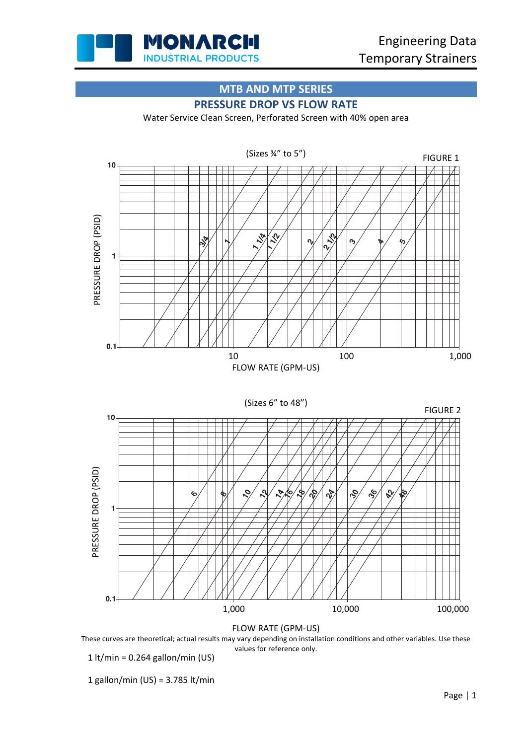# MTB AND MTP SERIES

## PRESSURE DROP VS FLOW RATE

Water Service Clean Screen, Perforated Screen with 40% open area

(Sizes ¾” to 5”)

FIGURE 1

PRESSURE DROP (PSID)

10
1
0.1

3/4
1
1 1/4
1 1/2
2
2 1/2
3
4
5

10
100
1,000

FLOW RATE (GPM-US)

(Sizes 6” to 48”)

FIGURE 2

PRESSURE DROP (PSID)

10
1
0.1

6
8
10
12
14
16
18
20
24
30
36
42
48

1,000
10,000
100,000

FLOW RATE (GPM-US)

These curves are theoretical; actual results may vary depending on installation conditions and other variables. Use these values for reference only.

1 lt/min = 0.264 gallon/min (US)

1 gallon/min (US) = 3.785 lt/min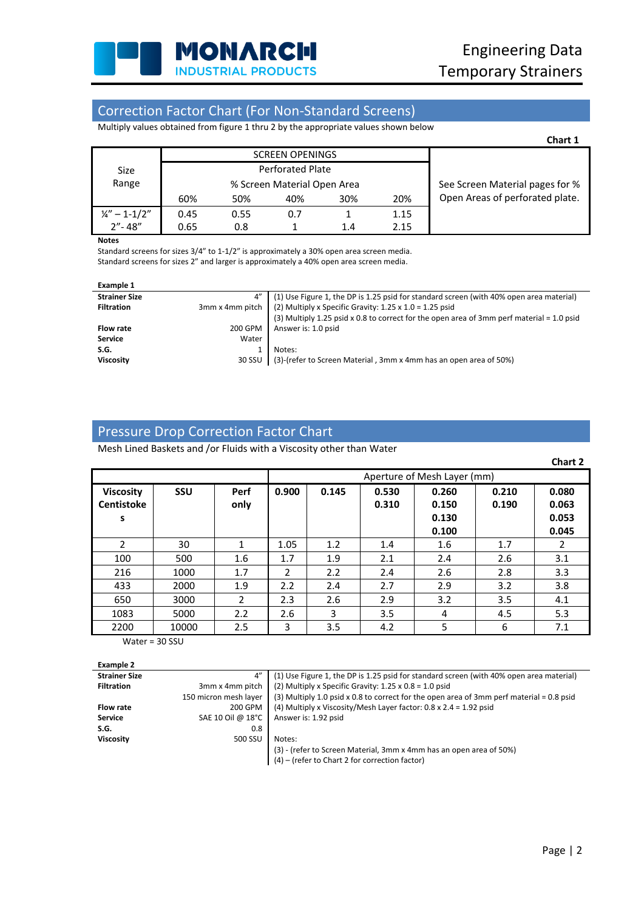## Correction Factor Chart (For Non-Standard Screens)

Multiply values obtained from figure 1 thru 2 by the appropriate values shown below

**Chart 1**

| Size Range | SCREEN OPENINGS Perforated Plate % Screen Material Open Area | | | | | See Screen Material pages for % Open Areas of perforated plate. |
|---|---|---|---|---|---|---|
| | 60% | 50% | 40% | 30% | 20% | |
| ¼" – 1-1/2" | 0.45 | 0.55 | 0.7 | 1 | 1.15 | |
| 2"- 48" | 0.65 | 0.8 | 1 | 1.4 | 2.15 | |

**Notes**

Standard screens for sizes 3/4" to 1-1/2" is approximately a 30% open area screen media.
Standard screens for sizes 2" and larger is approximately a 40% open area screen media.

**Example 1**

| | | |
|---|---|---|
| **Strainer Size** | 4" | (1) Use Figure 1, the DP is 1.25 psid for standard screen (with 40% open area material) |
| **Filtration** | 3mm x 4mm pitch | (2) Multiply x Specific Gravity: 1.25 x 1.0 = 1.25 psid |
| | | (3) Multiply 1.25 psid x 0.8 to correct for the open area of 3mm perf material = 1.0 psid |
| **Flow rate** | 200 GPM | Answer is: 1.0 psid |
| **Service** | Water | |
| **S.G.** | 1 | Notes: |
| **Viscosity** | 30 SSU | (3)-(refer to Screen Material , 3mm x 4mm has an open area of 50%) |

## Pressure Drop Correction Factor Chart

Mesh Lined Baskets and /or Fluids with a Viscosity other than Water

**Chart 2**

| | | | Aperture of Mesh Layer (mm) | | | | | |
|---|---|---|---|---|---|---|---|---|
| **Viscosity Centistokes** | **SSU** | **Perf only** | **0.900** | **0.145** | **0.530 0.310** | **0.260 0.150 0.130 0.100** | **0.210 0.190** | **0.080 0.063 0.053 0.045** |
| 2 | 30 | 1 | 1.05 | 1.2 | 1.4 | 1.6 | 1.7 | 2 |
| 100 | 500 | 1.6 | 1.7 | 1.9 | 2.1 | 2.4 | 2.6 | 3.1 |
| 216 | 1000 | 1.7 | 2 | 2.2 | 2.4 | 2.6 | 2.8 | 3.3 |
| 433 | 2000 | 1.9 | 2.2 | 2.4 | 2.7 | 2.9 | 3.2 | 3.8 |
| 650 | 3000 | 2 | 2.3 | 2.6 | 2.9 | 3.2 | 3.5 | 4.1 |
| 1083 | 5000 | 2.2 | 2.6 | 3 | 3.5 | 4 | 4.5 | 5.3 |
| 2200 | 10000 | 2.5 | 3 | 3.5 | 4.2 | 5 | 6 | 7.1 |

Water = 30 SSU

**Example 2**

| | | |
|---|---|---|
| **Strainer Size** | 4" | (1) Use Figure 1, the DP is 1.25 psid for standard screen (with 40% open area material) |
| **Filtration** | 3mm x 4mm pitch | (2) Multiply x Specific Gravity: 1.25 x 0.8 = 1.0 psid |
| | 150 micron mesh layer | (3) Multiply 1.0 psid x 0.8 to correct for the open area of 3mm perf material = 0.8 psid |
| **Flow rate** | 200 GPM | (4) Multiply x Viscosity/Mesh Layer factor: 0.8 x 2.4 = 1.92 psid |
| **Service** | SAE 10 Oil @ 18°C | Answer is: 1.92 psid |
| **S.G.** | 0.8 | |
| **Viscosity** | 500 SSU | Notes: |
| | | (3) - (refer to Screen Material, 3mm x 4mm has an open area of 50%) |
| | | (4) – (refer to Chart 2 for correction factor) |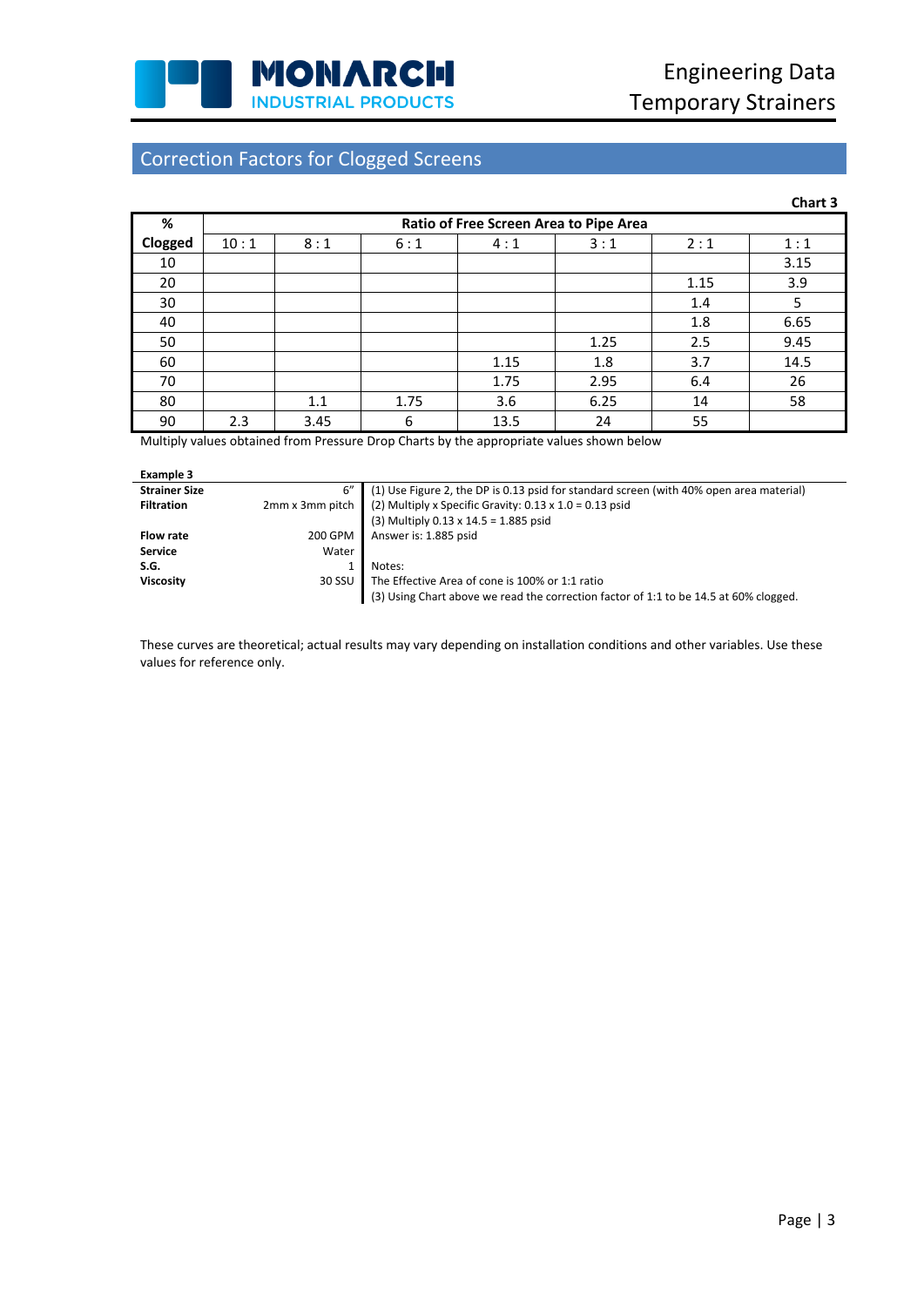## Correction Factors for Clogged Screens

**Chart 3**

| % | Ratio of Free Screen Area to Pipe Area | | | | | | |
|---|---|---|---|---|---|---|---|
| **Clogged** | 10 : 1 | 8 : 1 | 6 : 1 | 4 : 1 | 3 : 1 | 2 : 1 | 1 : 1 |
| 10 | | | | | | | 3.15 |
| 20 | | | | | | 1.15 | 3.9 |
| 30 | | | | | | 1.4 | 5 |
| 40 | | | | | | 1.8 | 6.65 |
| 50 | | | | | 1.25 | 2.5 | 9.45 |
| 60 | | | | 1.15 | 1.8 | 3.7 | 14.5 |
| 70 | | | | 1.75 | 2.95 | 6.4 | 26 |
| 80 | | 1.1 | 1.75 | 3.6 | 6.25 | 14 | 58 |
| 90 | 2.3 | 3.45 | 6 | 13.5 | 24 | 55 | |

Multiply values obtained from Pressure Drop Charts by the appropriate values shown below

**Example 3**

| | | |
|---|---|---|
| **Strainer Size** | 6" | (1) Use Figure 2, the DP is 0.13 psid for standard screen (with 40% open area material) |
| **Filtration** | 2mm x 3mm pitch | (2) Multiply x Specific Gravity: 0.13 x 1.0 = 0.13 psid |
| | | (3) Multiply 0.13 x 14.5 = 1.885 psid |
| **Flow rate** | 200 GPM | Answer is: 1.885 psid |
| **Service** | Water | |
| **S.G.** | 1 | Notes: |
| **Viscosity** | 30 SSU | The Effective Area of cone is 100% or 1:1 ratio |
| | | (3) Using Chart above we read the correction factor of 1:1 to be 14.5 at 60% clogged. |

These curves are theoretical; actual results may vary depending on installation conditions and other variables. Use these values for reference only.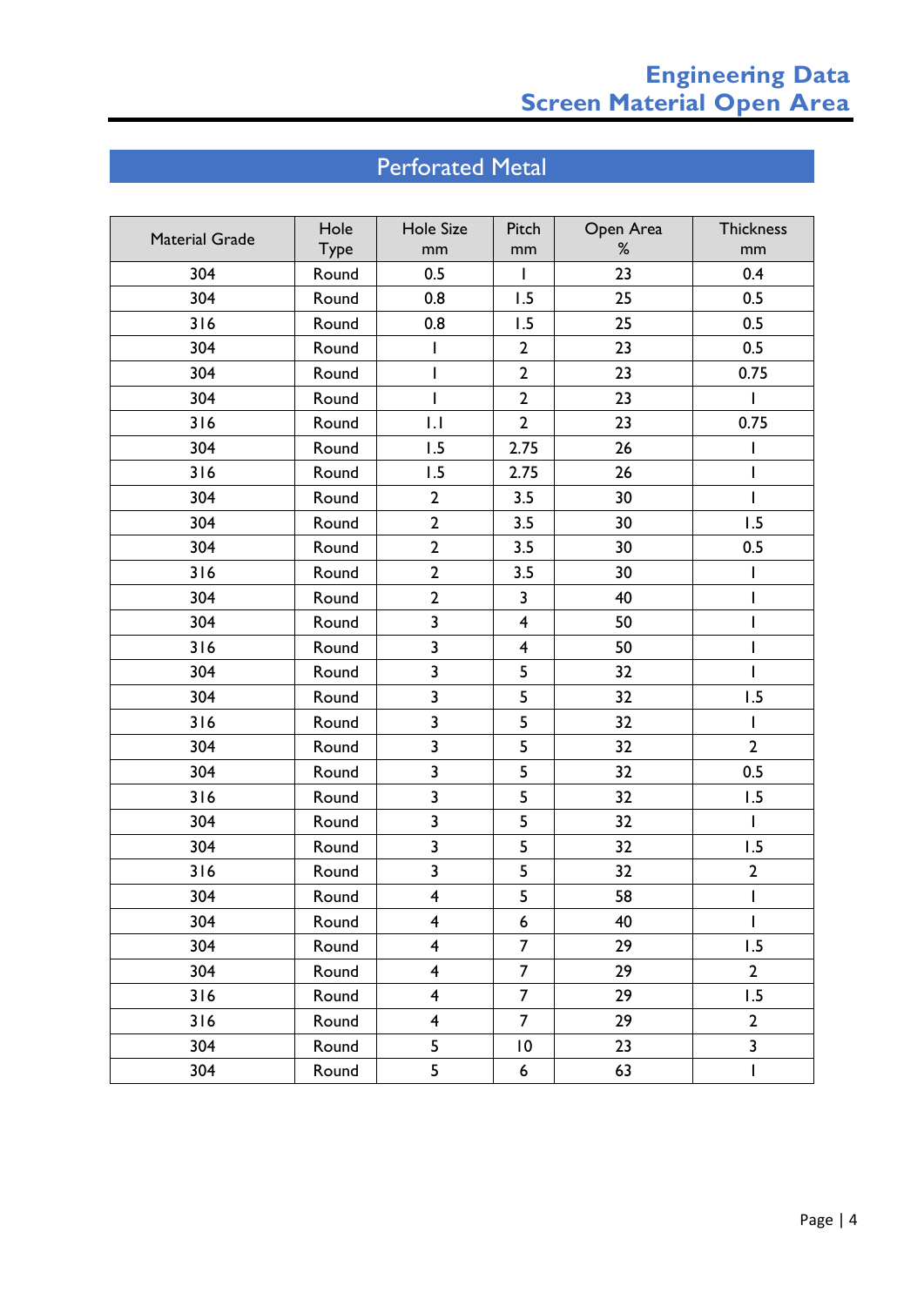# Engineering Data
## Screen Material Open Area

## Perforated Metal

| Material Grade | Hole Type | Hole Size mm | Pitch mm | Open Area % | Thickness mm |
|---|---|---|---|---|---|
| 304 | Round | 0.5 | 1 | 23 | 0.4 |
| 304 | Round | 0.8 | 1.5 | 25 | 0.5 |
| 316 | Round | 0.8 | 1.5 | 25 | 0.5 |
| 304 | Round | 1 | 2 | 23 | 0.5 |
| 304 | Round | 1 | 2 | 23 | 0.75 |
| 304 | Round | 1 | 2 | 23 | 1 |
| 316 | Round | 1.1 | 2 | 23 | 0.75 |
| 304 | Round | 1.5 | 2.75 | 26 | 1 |
| 316 | Round | 1.5 | 2.75 | 26 | 1 |
| 304 | Round | 2 | 3.5 | 30 | 1 |
| 304 | Round | 2 | 3.5 | 30 | 1.5 |
| 304 | Round | 2 | 3.5 | 30 | 0.5 |
| 316 | Round | 2 | 3.5 | 30 | 1 |
| 304 | Round | 2 | 3 | 40 | 1 |
| 304 | Round | 3 | 4 | 50 | 1 |
| 316 | Round | 3 | 4 | 50 | 1 |
| 304 | Round | 3 | 5 | 32 | 1 |
| 304 | Round | 3 | 5 | 32 | 1.5 |
| 316 | Round | 3 | 5 | 32 | 1 |
| 304 | Round | 3 | 5 | 32 | 2 |
| 304 | Round | 3 | 5 | 32 | 0.5 |
| 316 | Round | 3 | 5 | 32 | 1.5 |
| 304 | Round | 3 | 5 | 32 | 1 |
| 304 | Round | 3 | 5 | 32 | 1.5 |
| 316 | Round | 3 | 5 | 32 | 2 |
| 304 | Round | 4 | 5 | 58 | 1 |
| 304 | Round | 4 | 6 | 40 | 1 |
| 304 | Round | 4 | 7 | 29 | 1.5 |
| 304 | Round | 4 | 7 | 29 | 2 |
| 316 | Round | 4 | 7 | 29 | 1.5 |
| 316 | Round | 4 | 7 | 29 | 2 |
| 304 | Round | 5 | 10 | 23 | 3 |
| 304 | Round | 5 | 6 | 63 | 1 |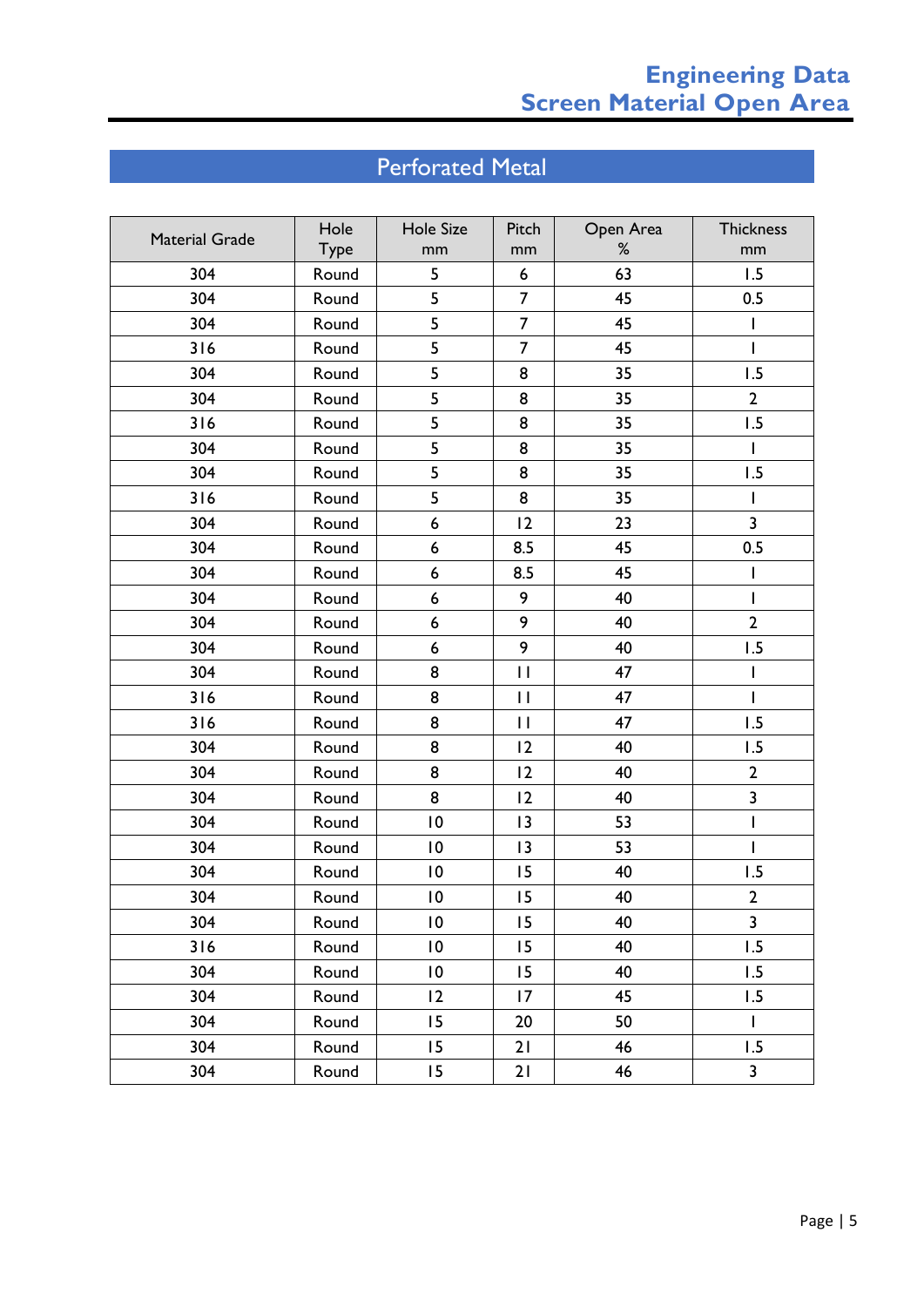# Engineering Data
# Screen Material Open Area

## Perforated Metal

| Material Grade | Hole Type | Hole Size mm | Pitch mm | Open Area % | Thickness mm |
|---|---|---|---|---|---|
| 304 | Round | 5 | 6 | 63 | 1.5 |
| 304 | Round | 5 | 7 | 45 | 0.5 |
| 304 | Round | 5 | 7 | 45 | 1 |
| 316 | Round | 5 | 7 | 45 | 1 |
| 304 | Round | 5 | 8 | 35 | 1.5 |
| 304 | Round | 5 | 8 | 35 | 2 |
| 316 | Round | 5 | 8 | 35 | 1.5 |
| 304 | Round | 5 | 8 | 35 | 1 |
| 304 | Round | 5 | 8 | 35 | 1.5 |
| 316 | Round | 5 | 8 | 35 | 1 |
| 304 | Round | 6 | 12 | 23 | 3 |
| 304 | Round | 6 | 8.5 | 45 | 0.5 |
| 304 | Round | 6 | 8.5 | 45 | 1 |
| 304 | Round | 6 | 9 | 40 | 1 |
| 304 | Round | 6 | 9 | 40 | 2 |
| 304 | Round | 6 | 9 | 40 | 1.5 |
| 304 | Round | 8 | 11 | 47 | 1 |
| 316 | Round | 8 | 11 | 47 | 1 |
| 316 | Round | 8 | 11 | 47 | 1.5 |
| 304 | Round | 8 | 12 | 40 | 1.5 |
| 304 | Round | 8 | 12 | 40 | 2 |
| 304 | Round | 8 | 12 | 40 | 3 |
| 304 | Round | 10 | 13 | 53 | 1 |
| 304 | Round | 10 | 13 | 53 | 1 |
| 304 | Round | 10 | 15 | 40 | 1.5 |
| 304 | Round | 10 | 15 | 40 | 2 |
| 304 | Round | 10 | 15 | 40 | 3 |
| 316 | Round | 10 | 15 | 40 | 1.5 |
| 304 | Round | 10 | 15 | 40 | 1.5 |
| 304 | Round | 12 | 17 | 45 | 1.5 |
| 304 | Round | 15 | 20 | 50 | 1 |
| 304 | Round | 15 | 21 | 46 | 1.5 |
| 304 | Round | 15 | 21 | 46 | 3 |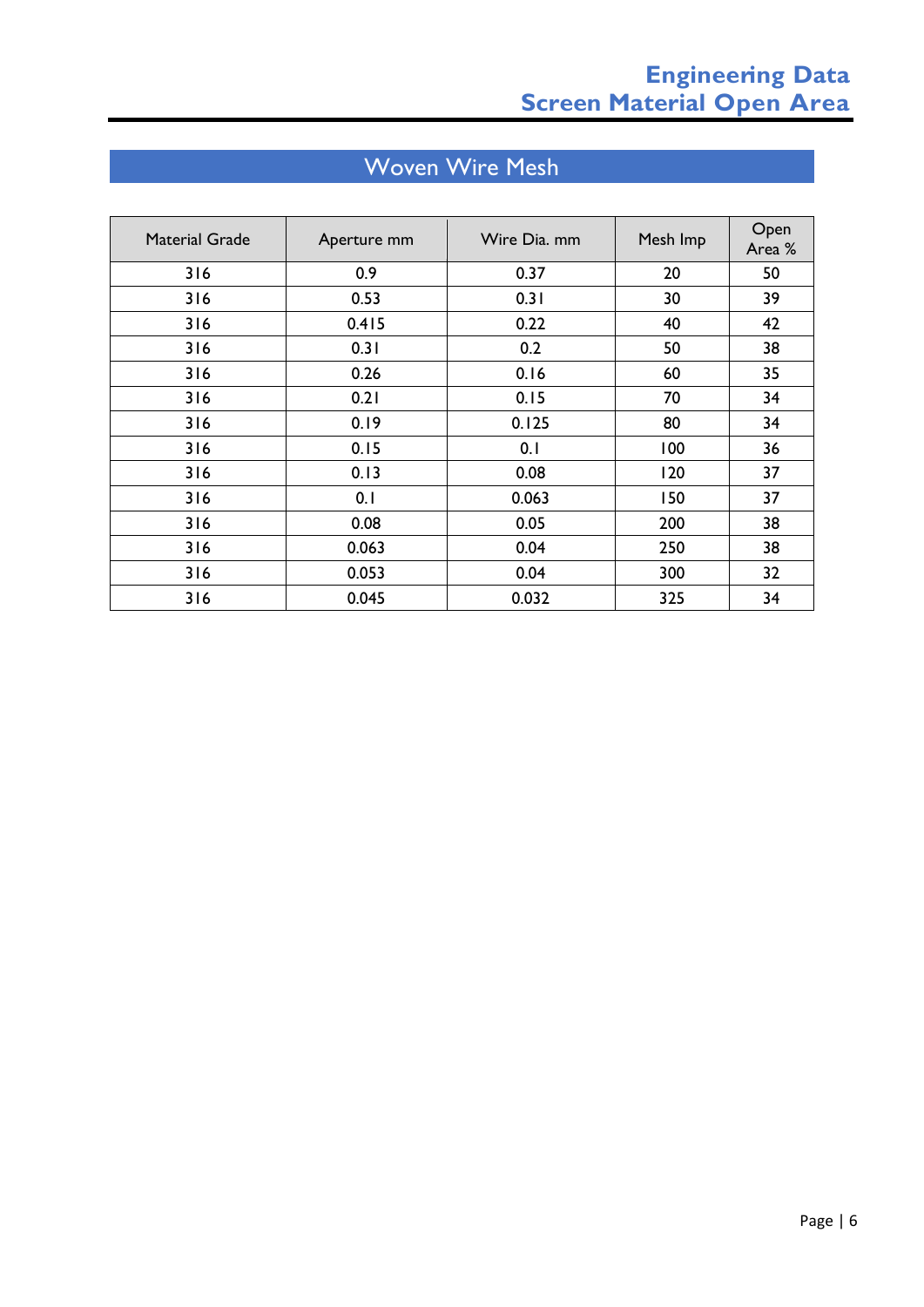# Engineering Data
# Screen Material Open Area

## Woven Wire Mesh

| Material Grade | Aperture mm | Wire Dia. mm | Mesh Imp | Open Area % |
|---|---|---|---|---|
| 316 | 0.9 | 0.37 | 20 | 50 |
| 316 | 0.53 | 0.31 | 30 | 39 |
| 316 | 0.415 | 0.22 | 40 | 42 |
| 316 | 0.31 | 0.2 | 50 | 38 |
| 316 | 0.26 | 0.16 | 60 | 35 |
| 316 | 0.21 | 0.15 | 70 | 34 |
| 316 | 0.19 | 0.125 | 80 | 34 |
| 316 | 0.15 | 0.1 | 100 | 36 |
| 316 | 0.13 | 0.08 | 120 | 37 |
| 316 | 0.1 | 0.063 | 150 | 37 |
| 316 | 0.08 | 0.05 | 200 | 38 |
| 316 | 0.063 | 0.04 | 250 | 38 |
| 316 | 0.053 | 0.04 | 300 | 32 |
| 316 | 0.045 | 0.032 | 325 | 34 |